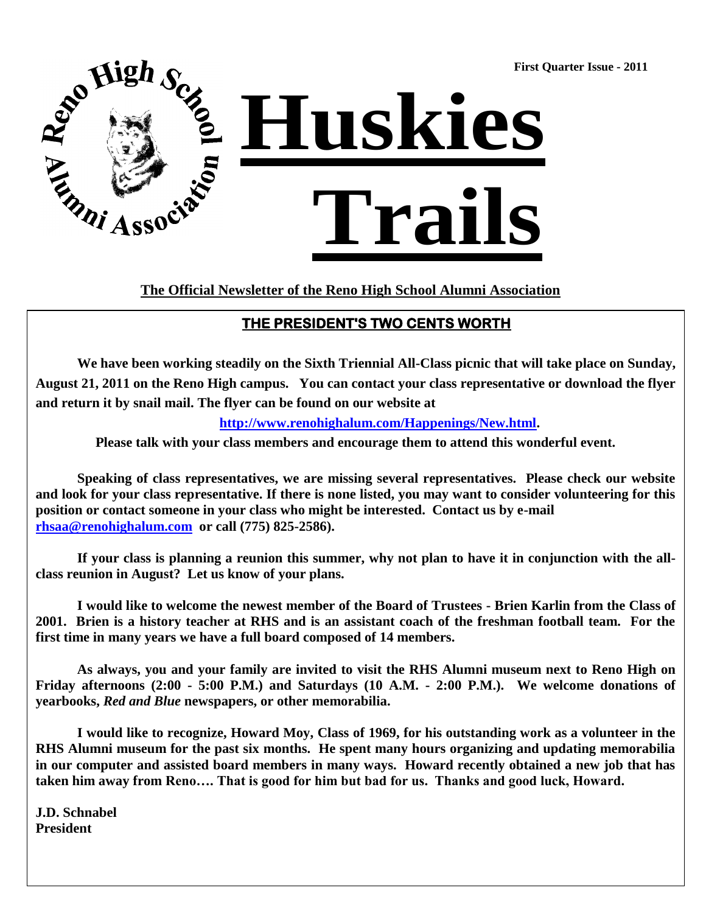First Quarter Issue - 2011

Reno High School Alumni Association

# Huskies Trails

**The Official Newsletter of the Reno High School Alumni Association**

## THE PRESIDENT'S TWO CENTS WORTH

**We have been working steadily on the Sixth Triennial All-Class picnic that will take place on Sunday, August 21, 2011 on the Reno High campus. You can contact your class representative or download the flyer and return it by snail mail. The flyer can be found on our website at**

**[http://www.renohighalum.com/Happenings/New.html](http://www.renohighalum.com/Happenings/New.html).**

**Please talk with your class members and encourage them to attend this wonderful event.**

**Speaking of class representatives, we are missing several representatives. Please check our website and look for your class representative. If there is none listed, you may want to consider volunteering for this position or contact someone in your class who might be interested. Contact us by e-mail [rhsaa@renohighalum.com](mailto:rhsaa@renohighalum.com) or call (775) 825-2586).**

**If your class is planning a reunion this summer, why not plan to have it in conjunction with the all-class reunion in August? Let us know of your plans.**

**I would like to welcome the newest member of the Board of Trustees - Brien Karlin from the Class of 2001. Brien is a history teacher at RHS and is an assistant coach of the freshman football team. For the first time in many years we have a full board composed of 14 members.**

**As always, you and your family are invited to visit the RHS Alumni museum next to Reno High on Friday afternoons (2:00 - 5:00 P.M.) and Saturdays (10 A.M. - 2:00 P.M.). We welcome donations of yearbooks, *Red and Blue* newspapers, or other memorabilia.**

**I would like to recognize, Howard Moy, Class of 1969, for his outstanding work as a volunteer in the RHS Alumni museum for the past six months. He spent many hours organizing and updating memorabilia in our computer and assisted board members in many ways. Howard recently obtained a new job that has taken him away from Reno…. That is good for him but bad for us. Thanks and good luck, Howard.**

**J.D. Schnabel**
**President**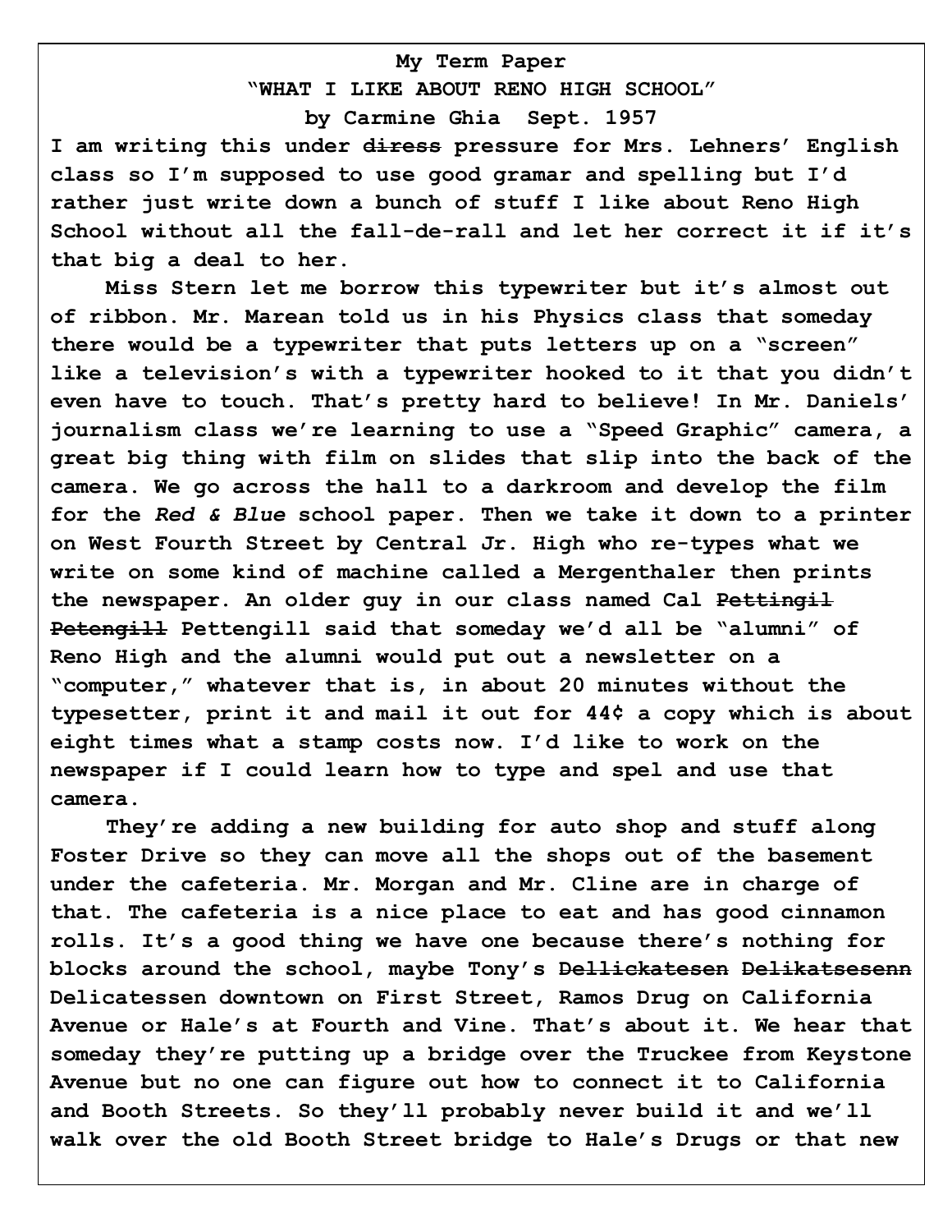**My Term Paper**
**"WHAT I LIKE ABOUT RENO HIGH SCHOOL"**
**by Carmine Ghia Sept. 1957**

**I am writing this under ~~diress~~ pressure for Mrs. Lehners' English class so I'm supposed to use good gramar and spelling but I'd rather just write down a bunch of stuff I like about Reno High School without all the fall-de-rall and let her correct it if it's that big a deal to her.**

**Miss Stern let me borrow this typewriter but it's almost out of ribbon. Mr. Marean told us in his Physics class that someday there would be a typewriter that puts letters up on a "screen" like a television's with a typewriter hooked to it that you didn't even have to touch. That's pretty hard to believe! In Mr. Daniels' journalism class we're learning to use a "Speed Graphic" camera, a great big thing with film on slides that slip into the back of the camera. We go across the hall to a darkroom and develop the film for the *Red & Blue* school paper. Then we take it down to a printer on West Fourth Street by Central Jr. High who re-types what we write on some kind of machine called a Mergenthaler then prints the newspaper. An older guy in our class named Cal ~~Pettingil~~ ~~Petengill~~ Pettengill said that someday we'd all be "alumni" of Reno High and the alumni would put out a newsletter on a "computer," whatever that is, in about 20 minutes without the typesetter, print it and mail it out for 44¢ a copy which is about eight times what a stamp costs now. I'd like to work on the newspaper if I could learn how to type and spel and use that camera.**

**They're adding a new building for auto shop and stuff along Foster Drive so they can move all the shops out of the basement under the cafeteria. Mr. Morgan and Mr. Cline are in charge of that. The cafeteria is a nice place to eat and has good cinnamon rolls. It's a good thing we have one because there's nothing for blocks around the school, maybe Tony's ~~Dellickatesen~~ ~~Delikatsesenn~~ Delicatessen downtown on First Street, Ramos Drug on California Avenue or Hale's at Fourth and Vine. That's about it. We hear that someday they're putting up a bridge over the Truckee from Keystone Avenue but no one can figure out how to connect it to California and Booth Streets. So they'll probably never build it and we'll walk over the old Booth Street bridge to Hale's Drugs or that new**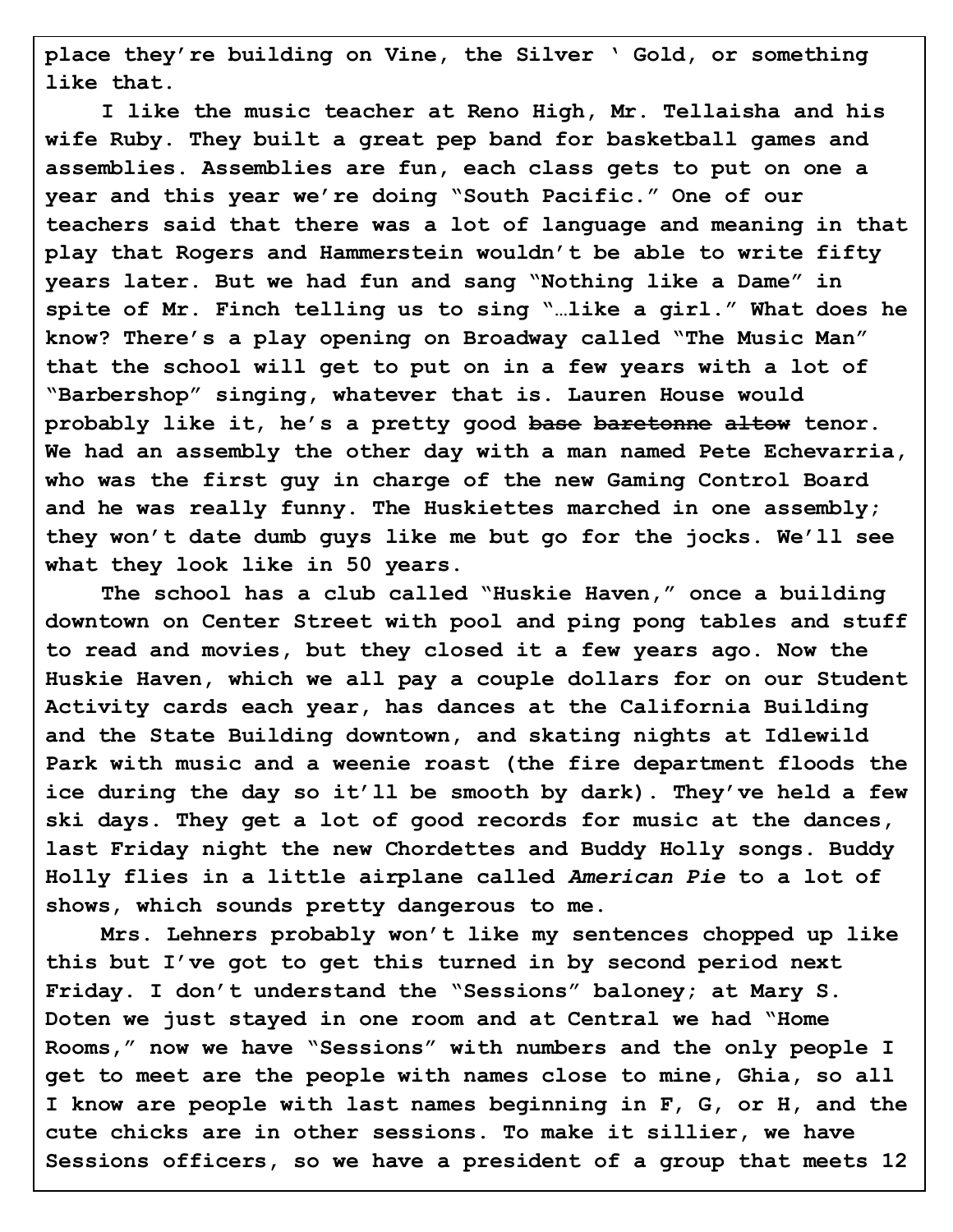place they're building on Vine, the Silver ' Gold, or something like that.

I like the music teacher at Reno High, Mr. Tellaisha and his wife Ruby. They built a great pep band for basketball games and assemblies. Assemblies are fun, each class gets to put on one a year and this year we're doing "South Pacific." One of our teachers said that there was a lot of language and meaning in that play that Rogers and Hammerstein wouldn't be able to write fifty years later. But we had fun and sang "Nothing like a Dame" in spite of Mr. Finch telling us to sing "…like a girl." What does he know? There's a play opening on Broadway called "The Music Man" that the school will get to put on in a few years with a lot of "Barbershop" singing, whatever that is. Lauren House would probably like it, he's a pretty good ~~base~~ ~~baretonne~~ ~~altow~~ tenor. We had an assembly the other day with a man named Pete Echevarria, who was the first guy in charge of the new Gaming Control Board and he was really funny. The Huskiettes marched in one assembly; they won't date dumb guys like me but go for the jocks. We'll see what they look like in 50 years.

The school has a club called "Huskie Haven," once a building downtown on Center Street with pool and ping pong tables and stuff to read and movies, but they closed it a few years ago. Now the Huskie Haven, which we all pay a couple dollars for on our Student Activity cards each year, has dances at the California Building and the State Building downtown, and skating nights at Idlewild Park with music and a weenie roast (the fire department floods the ice during the day so it'll be smooth by dark). They've held a few ski days. They get a lot of good records for music at the dances, last Friday night the new Chordettes and Buddy Holly songs. Buddy Holly flies in a little airplane called *American Pie* to a lot of shows, which sounds pretty dangerous to me.

Mrs. Lehners probably won't like my sentences chopped up like this but I've got to get this turned in by second period next Friday. I don't understand the "Sessions" baloney; at Mary S. Doten we just stayed in one room and at Central we had "Home Rooms," now we have "Sessions" with numbers and the only people I get to meet are the people with names close to mine, Ghia, so all I know are people with last names beginning in F, G, or H, and the cute chicks are in other sessions. To make it sillier, we have Sessions officers, so we have a president of a group that meets 12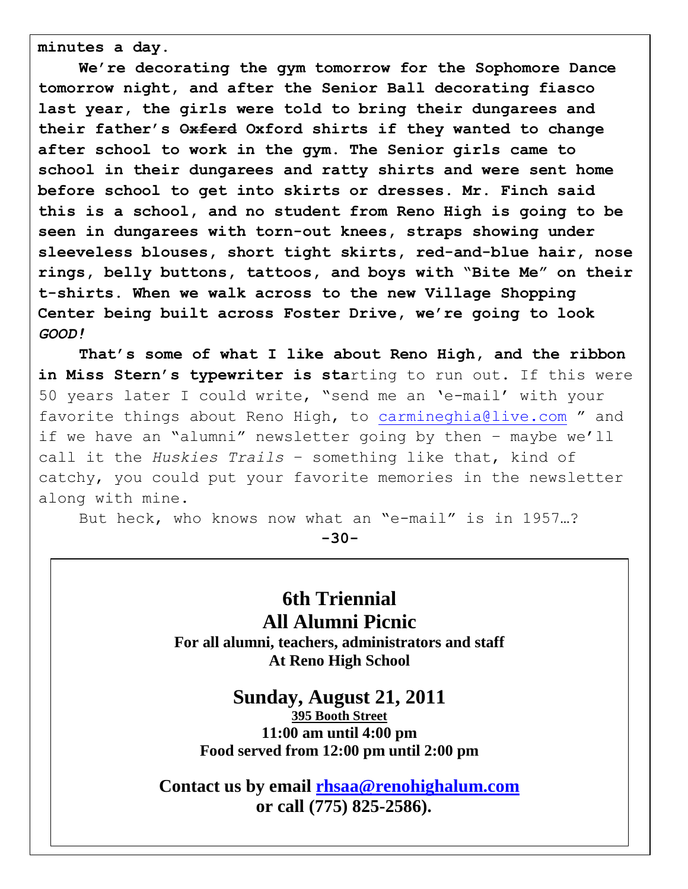**minutes a day.**

**We're decorating the gym tomorrow for the Sophomore Dance tomorrow night, and after the Senior Ball decorating fiasco last year, the girls were told to bring their dungarees and their father's ~~Oxferd~~ Oxford shirts if they wanted to change after school to work in the gym. The Senior girls came to school in their dungarees and ratty shirts and were sent home before school to get into skirts or dresses. Mr. Finch said this is a school, and no student from Reno High is going to be seen in dungarees with torn-out knees, straps showing under sleeveless blouses, short tight skirts, red-and-blue hair, nose rings, belly buttons, tattoos, and boys with "Bite Me" on their t-shirts. When we walk across to the new Village Shopping Center being built across Foster Drive, we're going to look *GOOD!***

**That's some of what I like about Reno High, and the ribbon in Miss Stern's typewriter is sta**rting to run out. If this were 50 years later I could write, "send me an 'e-mail' with your favorite things about Reno High, to carmineghia@live.com " and if we have an "alumni" newsletter going by then – maybe we'll call it the *Huskies Trails* – something like that, kind of catchy, you could put your favorite memories in the newsletter along with mine.

But heck, who knows now what an "e-mail" is in 1957…?

-30-

## 6th Triennial
## All Alumni Picnic

**For all alumni, teachers, administrators and staff**
**At Reno High School**

## Sunday, August 21, 2011

**395 Booth Street**
**11:00 am until 4:00 pm**
**Food served from 12:00 pm until 2:00 pm**

**Contact us by email rhsaa@renohighalum.com**
**or call (775) 825-2586).**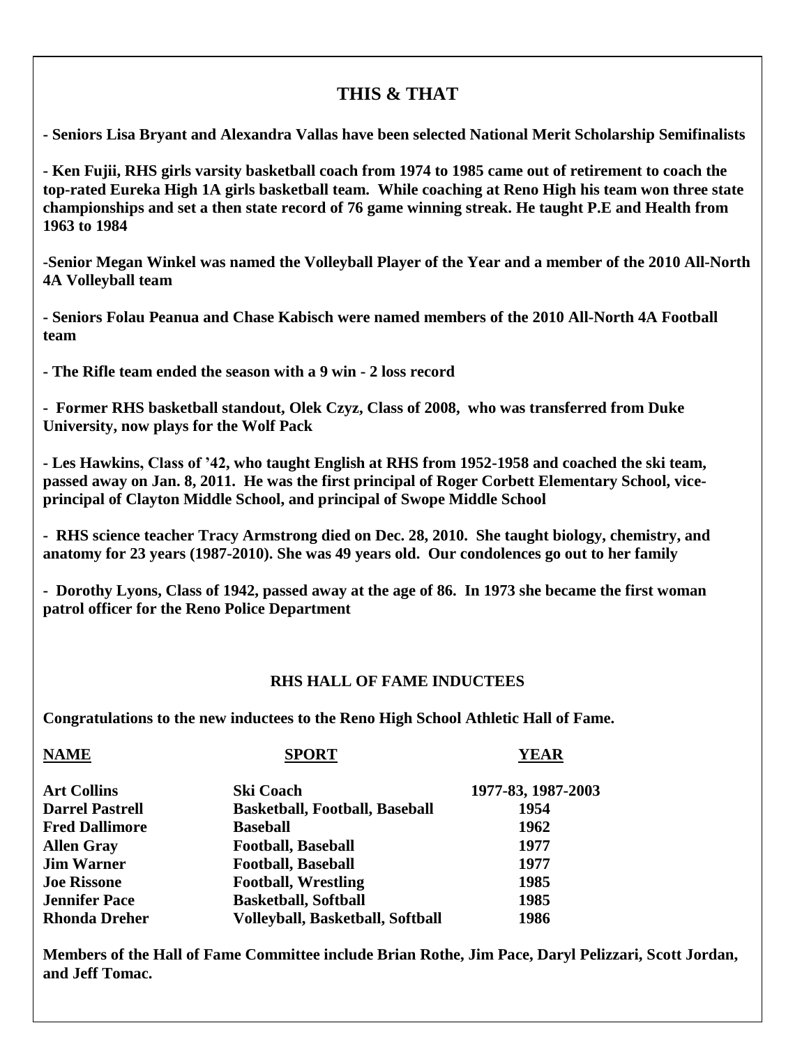## THIS & THAT

**- Seniors Lisa Bryant and Alexandra Vallas have been selected National Merit Scholarship Semifinalists**

**- Ken Fujii, RHS girls varsity basketball coach from 1974 to 1985 came out of retirement to coach the top-rated Eureka High 1A girls basketball team. While coaching at Reno High his team won three state championships and set a then state record of 76 game winning streak. He taught P.E and Health from 1963 to 1984**

**-Senior Megan Winkel was named the Volleyball Player of the Year and a member of the 2010 All-North 4A Volleyball team**

**- Seniors Folau Peanua and Chase Kabisch were named members of the 2010 All-North 4A Football team**

**- The Rifle team ended the season with a 9 win - 2 loss record**

**- Former RHS basketball standout, Olek Czyz, Class of 2008, who was transferred from Duke University, now plays for the Wolf Pack**

**- Les Hawkins, Class of '42, who taught English at RHS from 1952-1958 and coached the ski team, passed away on Jan. 8, 2011. He was the first principal of Roger Corbett Elementary School, vice-principal of Clayton Middle School, and principal of Swope Middle School**

**- RHS science teacher Tracy Armstrong died on Dec. 28, 2010. She taught biology, chemistry, and anatomy for 23 years (1987-2010). She was 49 years old. Our condolences go out to her family**

**- Dorothy Lyons, Class of 1942, passed away at the age of 86. In 1973 she became the first woman patrol officer for the Reno Police Department**

### RHS HALL OF FAME INDUCTEES

**Congratulations to the new inductees to the Reno High School Athletic Hall of Fame.**

| NAME | SPORT | YEAR |
|---|---|---|
| Art Collins | Ski Coach | 1977-83, 1987-2003 |
| Darrel Pastrell | Basketball, Football, Baseball | 1954 |
| Fred Dallimore | Baseball | 1962 |
| Allen Gray | Football, Baseball | 1977 |
| Jim Warner | Football, Baseball | 1977 |
| Joe Rissone | Football, Wrestling | 1985 |
| Jennifer Pace | Basketball, Softball | 1985 |
| Rhonda Dreher | Volleyball, Basketball, Softball | 1986 |

**Members of the Hall of Fame Committee include Brian Rothe, Jim Pace, Daryl Pelizzari, Scott Jordan, and Jeff Tomac.**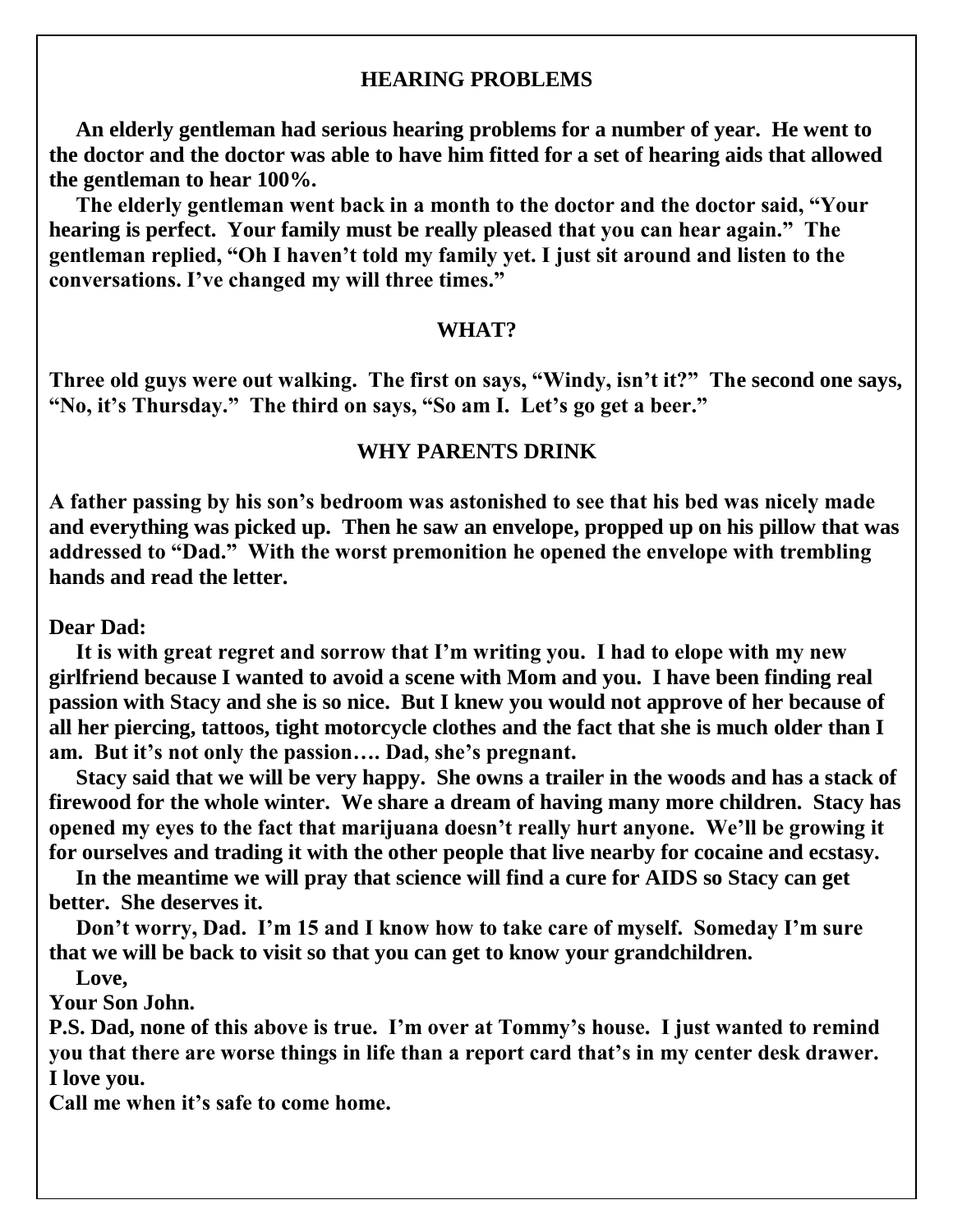## HEARING PROBLEMS

**An elderly gentleman had serious hearing problems for a number of year. He went to the doctor and the doctor was able to have him fitted for a set of hearing aids that allowed the gentleman to hear 100%.**

**The elderly gentleman went back in a month to the doctor and the doctor said, "Your hearing is perfect. Your family must be really pleased that you can hear again." The gentleman replied, "Oh I haven't told my family yet. I just sit around and listen to the conversations. I've changed my will three times."**

## WHAT?

**Three old guys were out walking. The first on says, "Windy, isn't it?" The second one says, "No, it's Thursday." The third on says, "So am I. Let's go get a beer."**

## WHY PARENTS DRINK

**A father passing by his son's bedroom was astonished to see that his bed was nicely made and everything was picked up. Then he saw an envelope, propped up on his pillow that was addressed to "Dad." With the worst premonition he opened the envelope with trembling hands and read the letter.**

**Dear Dad:**

**It is with great regret and sorrow that I'm writing you. I had to elope with my new girlfriend because I wanted to avoid a scene with Mom and you. I have been finding real passion with Stacy and she is so nice. But I knew you would not approve of her because of all her piercing, tattoos, tight motorcycle clothes and the fact that she is much older than I am. But it's not only the passion…. Dad, she's pregnant.**

**Stacy said that we will be very happy. She owns a trailer in the woods and has a stack of firewood for the whole winter. We share a dream of having many more children. Stacy has opened my eyes to the fact that marijuana doesn't really hurt anyone. We'll be growing it for ourselves and trading it with the other people that live nearby for cocaine and ecstasy.**

**In the meantime we will pray that science will find a cure for AIDS so Stacy can get better. She deserves it.**

**Don't worry, Dad. I'm 15 and I know how to take care of myself. Someday I'm sure that we will be back to visit so that you can get to know your grandchildren.**

**Love,**

**Your Son John.**

**P.S. Dad, none of this above is true. I'm over at Tommy's house. I just wanted to remind you that there are worse things in life than a report card that's in my center desk drawer. I love you.**

**Call me when it's safe to come home.**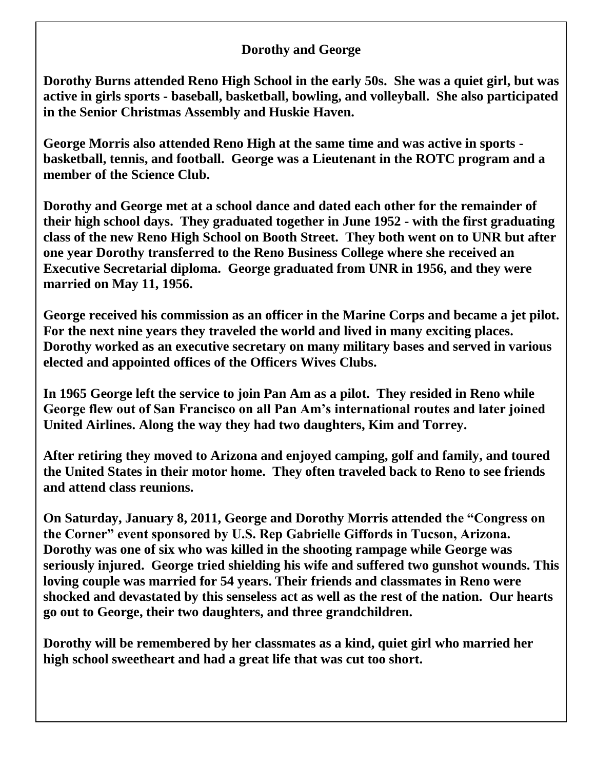## Dorothy and George

**Dorothy Burns attended Reno High School in the early 50s. She was a quiet girl, but was active in girls sports - baseball, basketball, bowling, and volleyball. She also participated in the Senior Christmas Assembly and Huskie Haven.**

**George Morris also attended Reno High at the same time and was active in sports - basketball, tennis, and football. George was a Lieutenant in the ROTC program and a member of the Science Club.**

**Dorothy and George met at a school dance and dated each other for the remainder of their high school days. They graduated together in June 1952 - with the first graduating class of the new Reno High School on Booth Street. They both went on to UNR but after one year Dorothy transferred to the Reno Business College where she received an Executive Secretarial diploma. George graduated from UNR in 1956, and they were married on May 11, 1956.**

**George received his commission as an officer in the Marine Corps and became a jet pilot. For the next nine years they traveled the world and lived in many exciting places. Dorothy worked as an executive secretary on many military bases and served in various elected and appointed offices of the Officers Wives Clubs.**

**In 1965 George left the service to join Pan Am as a pilot. They resided in Reno while George flew out of San Francisco on all Pan Am's international routes and later joined United Airlines. Along the way they had two daughters, Kim and Torrey.**

**After retiring they moved to Arizona and enjoyed camping, golf and family, and toured the United States in their motor home. They often traveled back to Reno to see friends and attend class reunions.**

**On Saturday, January 8, 2011, George and Dorothy Morris attended the "Congress on the Corner" event sponsored by U.S. Rep Gabrielle Giffords in Tucson, Arizona. Dorothy was one of six who was killed in the shooting rampage while George was seriously injured. George tried shielding his wife and suffered two gunshot wounds. This loving couple was married for 54 years. Their friends and classmates in Reno were shocked and devastated by this senseless act as well as the rest of the nation. Our hearts go out to George, their two daughters, and three grandchildren.**

**Dorothy will be remembered by her classmates as a kind, quiet girl who married her high school sweetheart and had a great life that was cut too short.**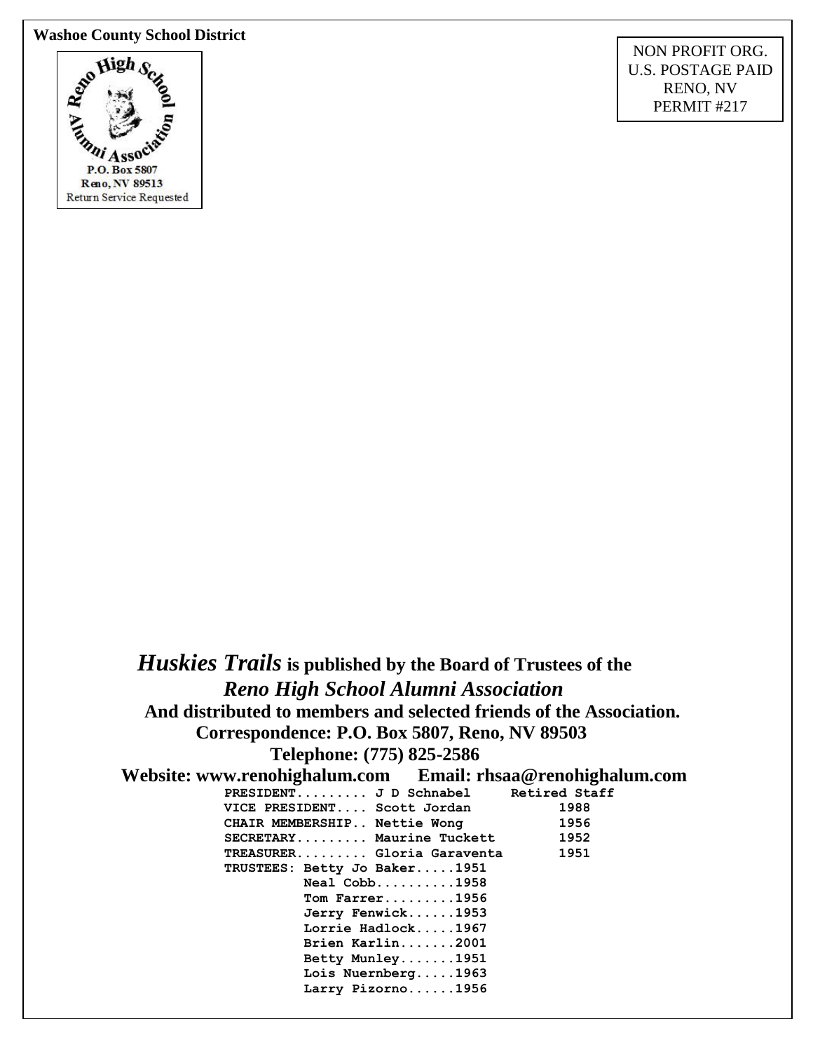**Washoe County School District**

Reno High School Alumni Association
P.O. Box 5807
Reno, NV 89513
Return Service Requested

NON PROFIT ORG.
U.S. POSTAGE PAID
RENO, NV
PERMIT #217

***Huskies Trails*** **is published by the Board of Trustees of the**
***Reno High School Alumni Association***
**And distributed to members and selected friends of the Association.**
**Correspondence: P.O. Box 5807, Reno, NV 89503**
**Telephone: (775) 825-2586**
**Website: www.renohighalum.com Email: rhsaa@renohighalum.com**

```
PRESIDENT......... J D Schnabel     Retired Staff
VICE PRESIDENT.... Scott Jordan          1988
CHAIR MEMBERSHIP.. Nettie Wong           1956
SECRETARY......... Maurine Tuckett       1952
TREASURER......... Gloria Garaventa      1951
TRUSTEES: Betty Jo Baker.....1951
          Neal Cobb..........1958
          Tom Farrer.........1956
          Jerry Fenwick......1953
          Lorrie Hadlock.....1967
          Brien Karlin.......2001
          Betty Munley.......1951
          Lois Nuernberg.....1963
          Larry Pizorno......1956
```